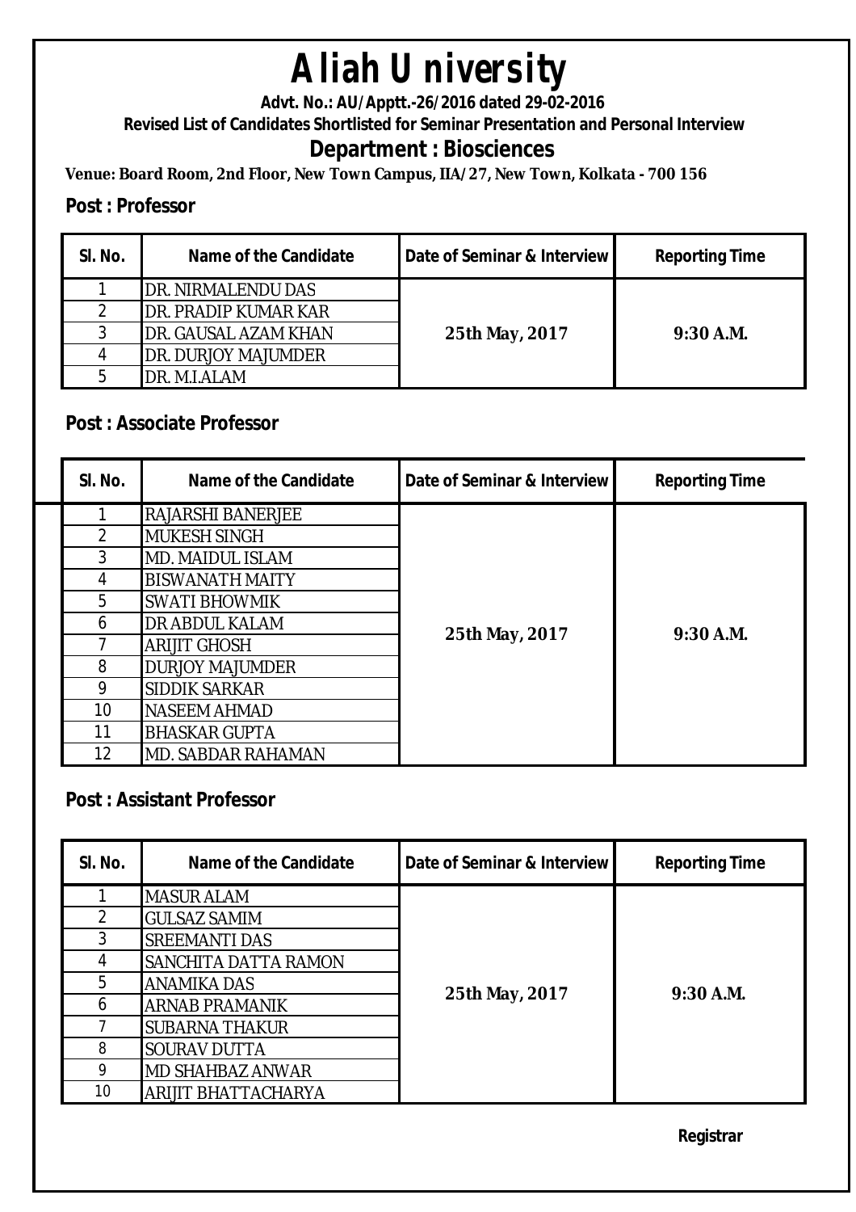# Aliah University

**Advt. No.: AU/Apptt.-26/2016 dated 29-02-2016**

**Revised List of Candidates Shortlisted for Seminar Presentation and Personal Interview**

## Department : Biosciences

**Venue: Board Room, 2nd Floor, New Town Campus, IIA/27, New Town, Kolkata - 700 156**

### Post : Professor

| Sl. No. | Name of the Candidate | Date of Seminar & Interview | Reporting Time |
|---|---|---|---|
| 1 | DR. NIRMALENDU DAS | 25th May, 2017 | 9:30 A.M. |
| 2 | DR. PRADIP KUMAR KAR | | |
| 3 | DR. GAUSAL AZAM KHAN | | |
| 4 | DR. DURJOY MAJUMDER | | |
| 5 | DR. M.I.ALAM | | |

### Post : Associate Professor

| Sl. No. | Name of the Candidate | Date of Seminar & Interview | Reporting Time |
|---|---|---|---|
| 1 | RAJARSHI BANERJEE | 25th May, 2017 | 9:30 A.M. |
| 2 | MUKESH SINGH | | |
| 3 | MD. MAIDUL ISLAM | | |
| 4 | BISWANATH MAITY | | |
| 5 | SWATI BHOWMIK | | |
| 6 | DR ABDUL KALAM | | |
| 7 | ARIJIT GHOSH | | |
| 8 | DURJOY MAJUMDER | | |
| 9 | SIDDIK SARKAR | | |
| 10 | NASEEM AHMAD | | |
| 11 | BHASKAR GUPTA | | |
| 12 | MD. SABDAR RAHAMAN | | |

### Post : Assistant Professor

| Sl. No. | Name of the Candidate | Date of Seminar & Interview | Reporting Time |
|---|---|---|---|
| 1 | MASUR ALAM | 25th May, 2017 | 9:30 A.M. |
| 2 | GULSAZ SAMIM | | |
| 3 | SREEMANTI DAS | | |
| 4 | SANCHITA DATTA RAMON | | |
| 5 | ANAMIKA DAS | | |
| 6 | ARNAB PRAMANIK | | |
| 7 | SUBARNA THAKUR | | |
| 8 | SOURAV DUTTA | | |
| 9 | MD SHAHBAZ ANWAR | | |
| 10 | ARIJIT BHATTACHARYA | | |

**Registrar**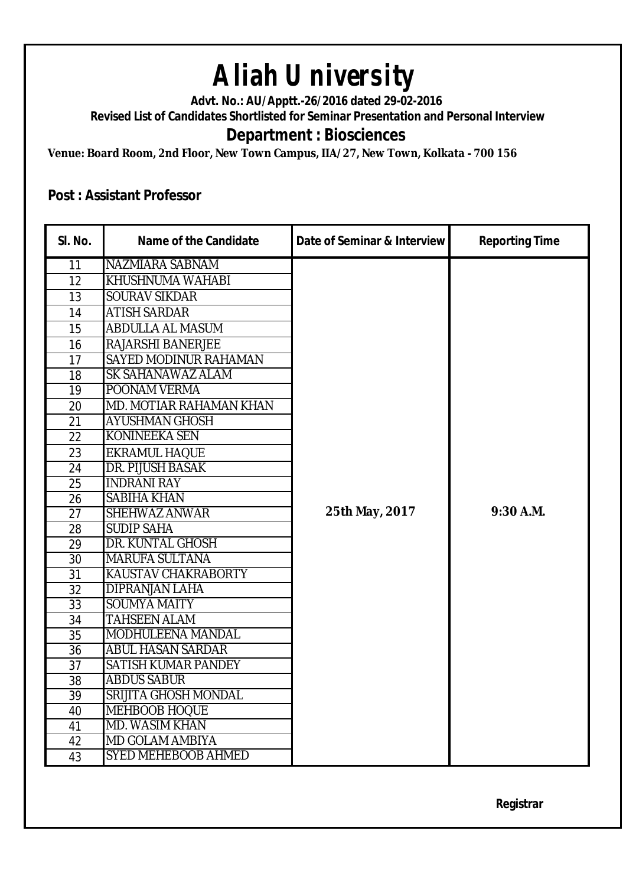# Aliah University

**Advt. No.: AU/Apptt.-26/2016 dated 29-02-2016**

**Revised List of Candidates Shortlisted for Seminar Presentation and Personal Interview**

## Department : Biosciences

**Venue: Board Room, 2nd Floor, New Town Campus, IIA/27, New Town, Kolkata - 700 156**

**Post : Assistant Professor**

| Sl. No. | Name of the Candidate | Date of Seminar & Interview | Reporting Time |
|---|---|---|---|
| 11 | NAZMIARA SABNAM | 25th May, 2017 | 9:30 A.M. |
| 12 | KHUSHNUMA WAHABI | | |
| 13 | SOURAV SIKDAR | | |
| 14 | ATISH SARDAR | | |
| 15 | ABDULLA AL MASUM | | |
| 16 | RAJARSHI BANERJEE | | |
| 17 | SAYED MODINUR RAHAMAN | | |
| 18 | SK SAHANAWAZ ALAM | | |
| 19 | POONAM VERMA | | |
| 20 | MD. MOTIAR RAHAMAN KHAN | | |
| 21 | AYUSHMAN GHOSH | | |
| 22 | KONINEEKA SEN | | |
| 23 | EKRAMUL HAQUE | | |
| 24 | DR. PIJUSH BASAK | | |
| 25 | INDRANI RAY | | |
| 26 | SABIHA KHAN | | |
| 27 | SHEHWAZ ANWAR | | |
| 28 | SUDIP SAHA | | |
| 29 | DR. KUNTAL GHOSH | | |
| 30 | MARUFA SULTANA | | |
| 31 | KAUSTAV CHAKRABORTY | | |
| 32 | DIPRANJAN LAHA | | |
| 33 | SOUMYA MAITY | | |
| 34 | TAHSEEN ALAM | | |
| 35 | MODHULEENA MANDAL | | |
| 36 | ABUL HASAN SARDAR | | |
| 37 | SATISH KUMAR PANDEY | | |
| 38 | ABDUS SABUR | | |
| 39 | SRIJITA GHOSH MONDAL | | |
| 40 | MEHBOOB HOQUE | | |
| 41 | MD. WASIM KHAN | | |
| 42 | MD GOLAM AMBIYA | | |
| 43 | SYED MEHEBOOB AHMED | | |

**Registrar**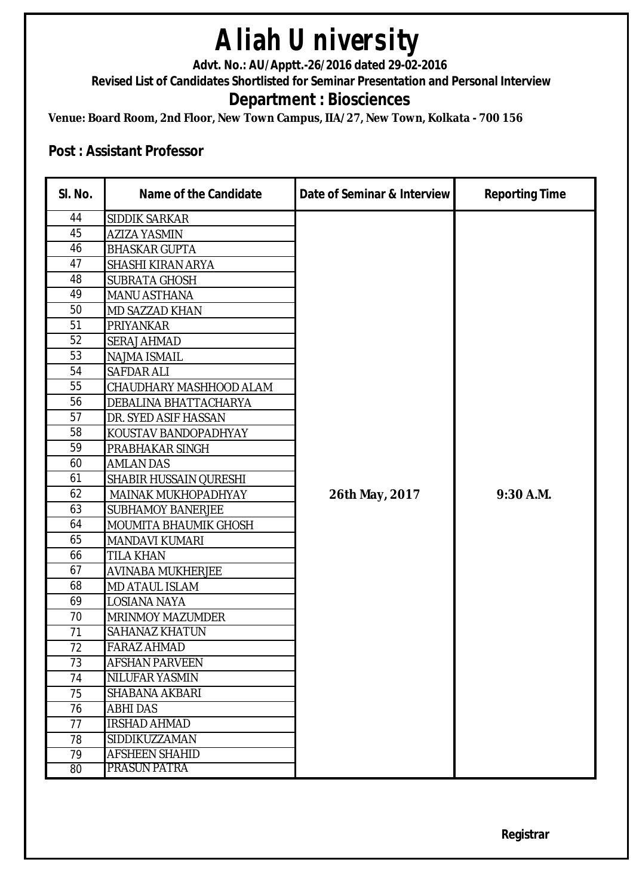# Aliah University

**Advt. No.: AU/Apptt.-26/2016 dated 29-02-2016**

**Revised List of Candidates Shortlisted for Seminar Presentation and Personal Interview**

## Department : Biosciences

**Venue: Board Room, 2nd Floor, New Town Campus, IIA/27, New Town, Kolkata - 700 156**

**Post : Assistant Professor**

| Sl. No. | Name of the Candidate | Date of Seminar & Interview | Reporting Time |
|---|---|---|---|
| 44 | SIDDIK SARKAR | 26th May, 2017 | 9:30 A.M. |
| 45 | AZIZA YASMIN | | |
| 46 | BHASKAR GUPTA | | |
| 47 | SHASHI KIRAN ARYA | | |
| 48 | SUBRATA GHOSH | | |
| 49 | MANU ASTHANA | | |
| 50 | MD SAZZAD KHAN | | |
| 51 | PRIYANKAR | | |
| 52 | SERAJ AHMAD | | |
| 53 | NAJMA ISMAIL | | |
| 54 | SAFDAR ALI | | |
| 55 | CHAUDHARY MASHHOOD ALAM | | |
| 56 | DEBALINA BHATTACHARYA | | |
| 57 | DR. SYED ASIF HASSAN | | |
| 58 | KOUSTAV BANDOPADHYAY | | |
| 59 | PRABHAKAR SINGH | | |
| 60 | AMLAN DAS | | |
| 61 | SHABIR HUSSAIN QURESHI | | |
| 62 | MAINAK MUKHOPADHYAY | | |
| 63 | SUBHAMOY BANERJEE | | |
| 64 | MOUMITA BHAUMIK GHOSH | | |
| 65 | MANDAVI KUMARI | | |
| 66 | TILA KHAN | | |
| 67 | AVINABA MUKHERJEE | | |
| 68 | MD ATAUL ISLAM | | |
| 69 | LOSIANA NAYA | | |
| 70 | MRINMOY MAZUMDER | | |
| 71 | SAHANAZ KHATUN | | |
| 72 | FARAZ AHMAD | | |
| 73 | AFSHAN PARVEEN | | |
| 74 | NILUFAR YASMIN | | |
| 75 | SHABANA AKBARI | | |
| 76 | ABHI DAS | | |
| 77 | IRSHAD AHMAD | | |
| 78 | SIDDIKUZZAMAN | | |
| 79 | AFSHEEN SHAHID | | |
| 80 | PRASUN PATRA | | |

**Registrar**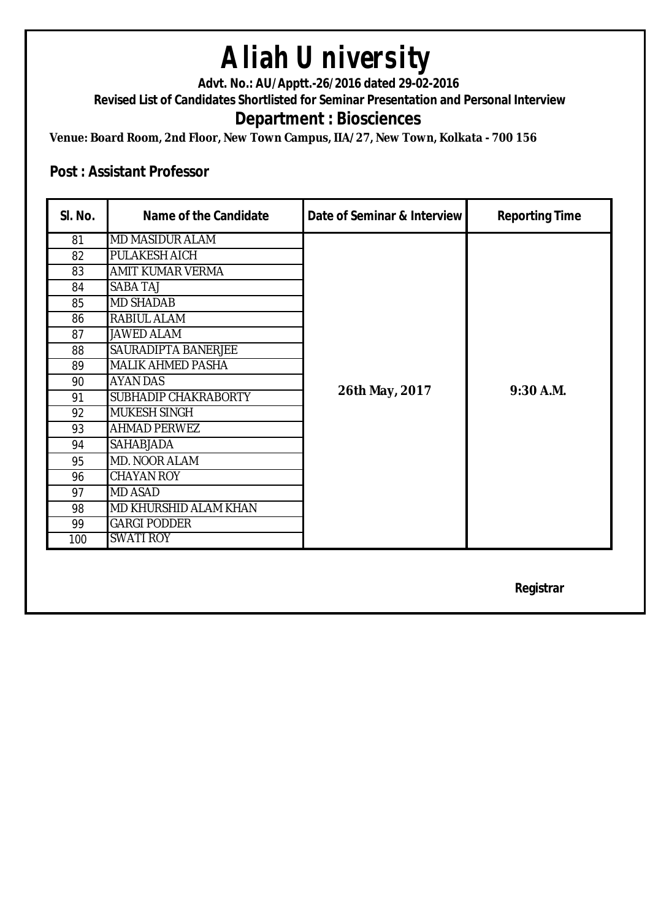# Aliah University

**Advt. No.: AU/Apptt.-26/2016 dated 29-02-2016**

**Revised List of Candidates Shortlisted for Seminar Presentation and Personal Interview**

## Department : Biosciences

**Venue: Board Room, 2nd Floor, New Town Campus, IIA/27, New Town, Kolkata - 700 156**

### Post : Assistant Professor

| Sl. No. | Name of the Candidate | Date of Seminar & Interview | Reporting Time |
|---|---|---|---|
| 81 | MD MASIDUR ALAM | 26th May, 2017 | 9:30 A.M. |
| 82 | PULAKESH AICH | | |
| 83 | AMIT KUMAR VERMA | | |
| 84 | SABA TAJ | | |
| 85 | MD SHADAB | | |
| 86 | RABIUL ALAM | | |
| 87 | JAWED ALAM | | |
| 88 | SAURADIPTA BANERJEE | | |
| 89 | MALIK AHMED PASHA | | |
| 90 | AYAN DAS | | |
| 91 | SUBHADIP CHAKRABORTY | | |
| 92 | MUKESH SINGH | | |
| 93 | AHMAD PERWEZ | | |
| 94 | SAHABJADA | | |
| 95 | MD. NOOR ALAM | | |
| 96 | CHAYAN ROY | | |
| 97 | MD ASAD | | |
| 98 | MD KHURSHID ALAM KHAN | | |
| 99 | GARGI PODDER | | |
| 100 | SWATI ROY | | |

**Registrar**